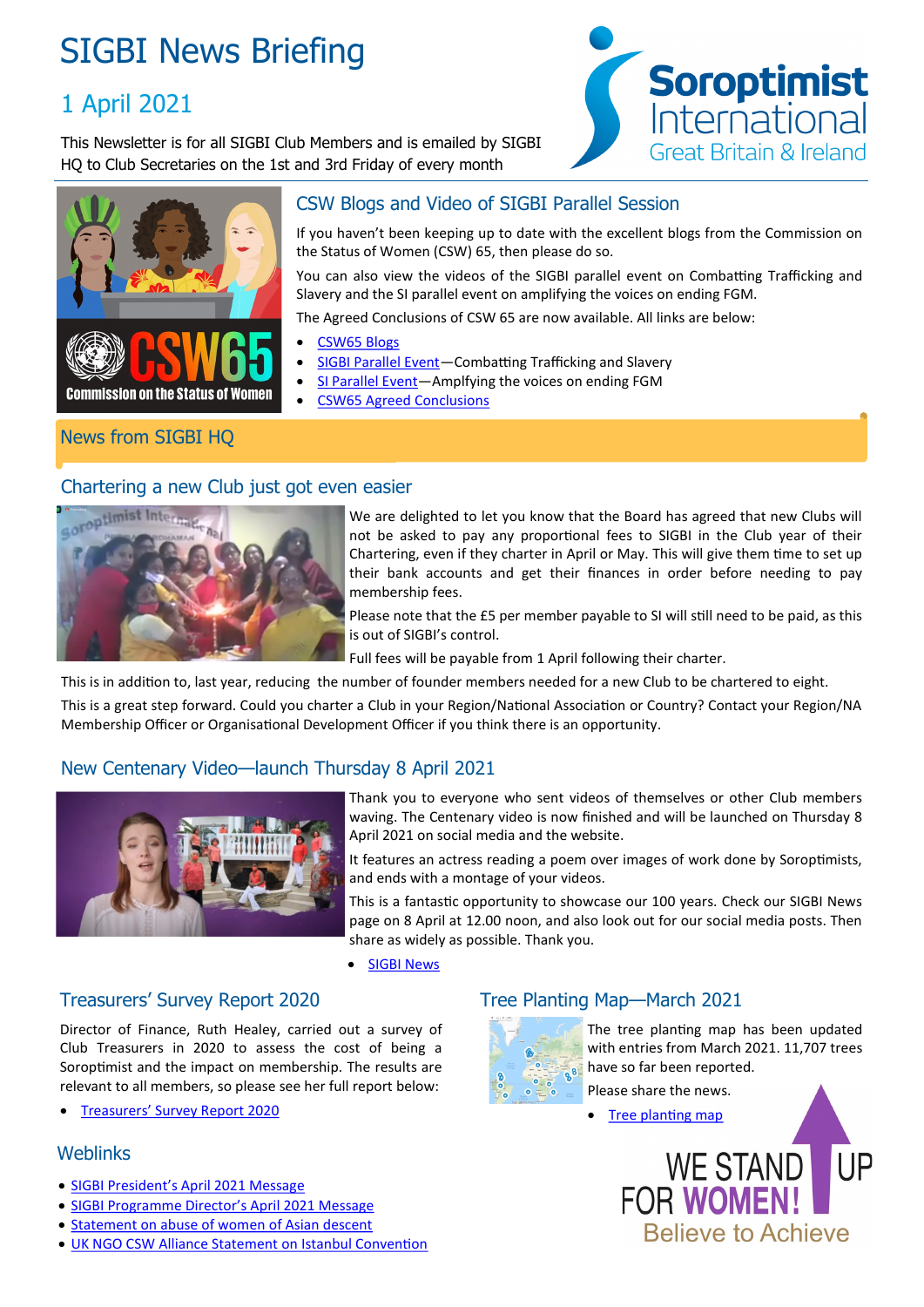# SIGBI News Briefing

## 1 April 2021

This Newsletter is for all SIGBI Club Members and is emailed by SIGBI HQ to Club Secretaries on the 1st and 3rd Friday of every month

## CSW Blogs and Video of SIGBI Parallel Session

If you haven't been keeping up to date with the excellent blogs from the Commission on the Status of Women (CSW) 65, then please do so.

You can also view the videos of the SIGBI parallel event on Combatting Trafficking and Slavery and the SI parallel event on amplifying the voices on ending FGM.

The Agreed Conclusions of CSW 65 are now available. All links are below:

- CSW65 Blogs
- SIGBI Parallel Event—Combatting Trafficking and Slavery
- SI Parallel Event—Amplfying the voices on ending FGM
- CSW65 Agreed Conclusions

## News from SIGBI HQ

### Chartering a new Club just got even easier

We are delighted to let you know that the Board has agreed that new Clubs will not be asked to pay any proportional fees to SIGBI in the Club year of their Chartering, even if they charter in April or May. This will give them time to set up their bank accounts and get their finances in order before needing to pay membership fees.

Please note that the £5 per member payable to SI will still need to be paid, as this is out of SIGBI's control.

Full fees will be payable from 1 April following their charter.

This is in addition to, last year, reducing the number of founder members needed for a new Club to be chartered to eight.

This is a great step forward. Could you charter a Club in your Region/National Association or Country? Contact your Region/NA Membership Officer or Organisational Development Officer if you think there is an opportunity.

### New Centenary Video—launch Thursday 8 April 2021

Thank you to everyone who sent videos of themselves or other Club members waving. The Centenary video is now finished and will be launched on Thursday 8 April 2021 on social media and the website.

It features an actress reading a poem over images of work done by Soroptimists, and ends with a montage of your videos.

This is a fantastic opportunity to showcase our 100 years. Check our SIGBI News page on 8 April at 12.00 noon, and also look out for our social media posts. Then share as widely as possible. Thank you.

- SIGBI News

### Treasurers' Survey Report 2020

Director of Finance, Ruth Healey, carried out a survey of Club Treasurers in 2020 to assess the cost of being a Soroptimist and the impact on membership. The results are relevant to all members, so please see her full report below:

- Treasurers' Survey Report 2020

### Tree Planting Map—March 2021

The tree planting map has been updated with entries from March 2021. 11,707 trees have so far been reported.

Please share the news.

- Tree planting map

### Weblinks

- SIGBI President's April 2021 Message
- SIGBI Programme Director's April 2021 Message
- Statement on abuse of women of Asian descent
- UK NGO CSW Alliance Statement on Istanbul Convention

WE STAND UP FOR WOMEN! Believe to Achieve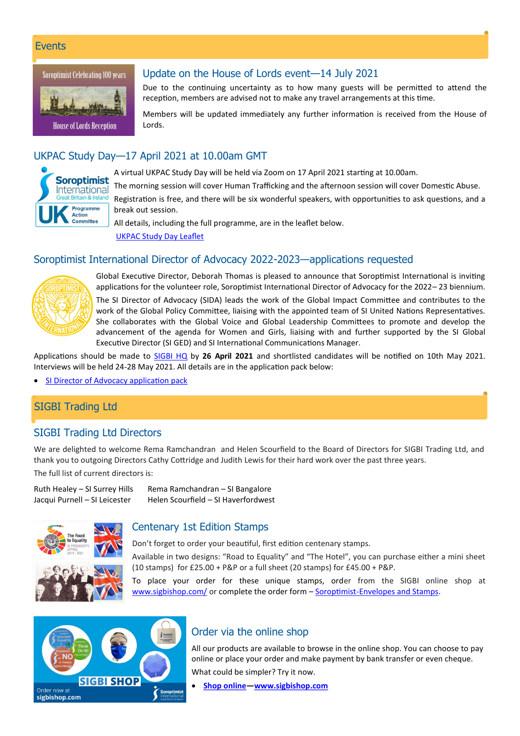## Events

### Update on the House of Lords event—14 July 2021

Due to the continuing uncertainty as to how many guests will be permitted to attend the reception, members are advised not to make any travel arrangements at this time.

Members will be updated immediately any further information is received from the House of Lords.

### UKPAC Study Day—17 April 2021 at 10.00am GMT

A virtual UKPAC Study Day will be held via Zoom on 17 April 2021 starting at 10.00am.

The morning session will cover Human Trafficking and the afternoon session will cover Domestic Abuse.

Registration is free, and there will be six wonderful speakers, with opportunities to ask questions, and a break out session.

All details, including the full programme, are in the leaflet below.

UKPAC Study Day Leaflet

### Soroptimist International Director of Advocacy 2022-2023—applications requested

Global Executive Director, Deborah Thomas is pleased to announce that Soroptimist International is inviting applications for the volunteer role, Soroptimist International Director of Advocacy for the 2022– 23 biennium.

The SI Director of Advocacy (SIDA) leads the work of the Global Impact Committee and contributes to the work of the Global Policy Committee, liaising with the appointed team of SI United Nations Representatives. She collaborates with the Global Voice and Global Leadership Committees to promote and develop the advancement of the agenda for Women and Girls, liaising with and further supported by the SI Global Executive Director (SI GED) and SI International Communications Manager.

Applications should be made to SIGBI HQ by **26 April 2021** and shortlisted candidates will be notified on 10th May 2021. Interviews will be held 24-28 May 2021. All details are in the application pack below:

- SI Director of Advocacy application pack

## SIGBI Trading Ltd

### SIGBI Trading Ltd Directors

We are delighted to welcome Rema Ramchandran and Helen Scourfield to the Board of Directors for SIGBI Trading Ltd, and thank you to outgoing Directors Cathy Cottridge and Judith Lewis for their hard work over the past three years.

The full list of current directors is:

Ruth Healey – SI Surrey Hills
Jacqui Purnell – SI Leicester
Rema Ramchandran – SI Bangalore
Helen Scourfield – SI Haverfordwest

### Centenary 1st Edition Stamps

Don't forget to order your beautiful, first edition centenary stamps.

Available in two designs: "Road to Equality" and "The Hotel", you can purchase either a mini sheet (10 stamps) for £25.00 + P&P or a full sheet (20 stamps) for £45.00 + P&P.

To place your order for these unique stamps, order from the SIGBI online shop at www.sigbishop.com/ or complete the order form – Soroptimist-Envelopes and Stamps.

### Order via the online shop

All our products are available to browse in the online shop. You can choose to pay online or place your order and make payment by bank transfer or even cheque.

What could be simpler? Try it now.

- **Shop online**—**www.sigbishop.com**